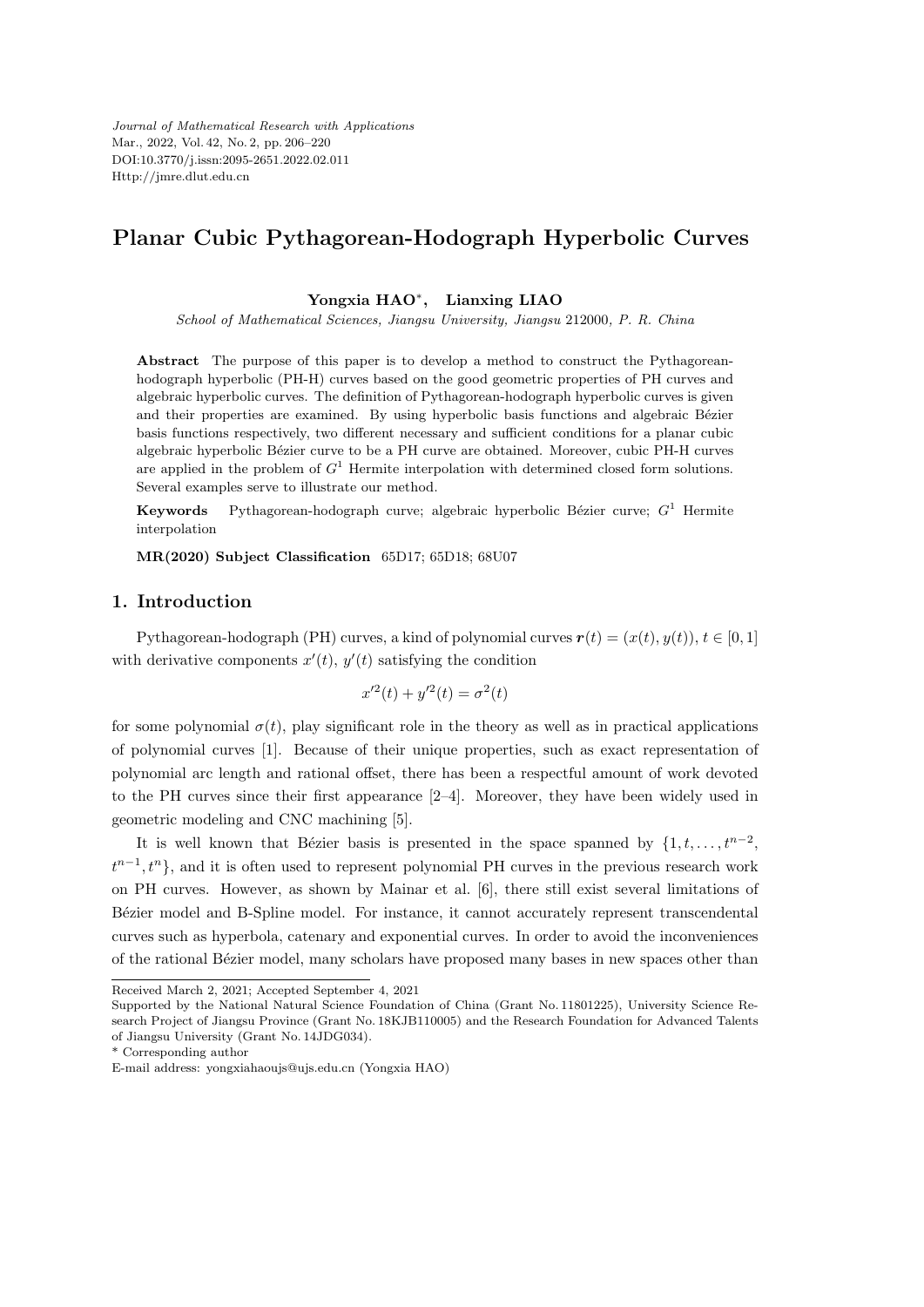# Planar Cubic Pythagorean-Hodograph Hyperbolic Curves

**Yongxia HAO***, **Lianxing LIAO**

*School of Mathematical Sciences, Jiangsu University, Jiangsu 212000, P. R. China*

**Abstract** The purpose of this paper is to develop a method to construct the Pythagorean-hodograph hyperbolic (PH-H) curves based on the good geometric properties of PH curves and algebraic hyperbolic curves. The definition of Pythagorean-hodograph hyperbolic curves is given and their properties are examined. By using hyperbolic basis functions and algebraic Bézier basis functions respectively, two different necessary and sufficient conditions for a planar cubic algebraic hyperbolic Bézier curve to be a PH curve are obtained. Moreover, cubic PH-H curves are applied in the problem of $G^1$ Hermite interpolation with determined closed form solutions. Several examples serve to illustrate our method.

**Keywords** Pythagorean-hodograph curve; algebraic hyperbolic Bézier curve; $G^1$ Hermite interpolation

**MR(2020) Subject Classification** 65D17; 65D18; 68U07

## 1. Introduction

Pythagorean-hodograph (PH) curves, a kind of polynomial curves $\boldsymbol{r}(t) = (x(t), y(t))$, $t \in [0, 1]$ with derivative components $x'(t)$, $y'(t)$ satisfying the condition

$$x'^2(t) + y'^2(t) = \sigma^2(t)$$

for some polynomial $\sigma(t)$, play significant role in the theory as well as in practical applications of polynomial curves [1]. Because of their unique properties, such as exact representation of polynomial arc length and rational offset, there has been a respectful amount of work devoted to the PH curves since their first appearance [2–4]. Moreover, they have been widely used in geometric modeling and CNC machining [5].

It is well known that Bézier basis is presented in the space spanned by $\{1, t, \ldots, t^{n-2}, t^{n-1}, t^n\}$, and it is often used to represent polynomial PH curves in the previous research work on PH curves. However, as shown by Mainar et al. [6], there still exist several limitations of Bézier model and B-Spline model. For instance, it cannot accurately represent transcendental curves such as hyperbola, catenary and exponential curves. In order to avoid the inconveniences of the rational Bézier model, many scholars have proposed many bases in new spaces other than

---

Received March 2, 2021; Accepted September 4, 2021

Supported by the National Natural Science Foundation of China (Grant No. 11801225), University Science Research Project of Jiangsu Province (Grant No. 18KJB110005) and the Research Foundation for Advanced Talents of Jiangsu University (Grant No. 14JDG034).

\* Corresponding author

E-mail address: yongxiahaoujs@ujs.edu.cn (Yongxia HAO)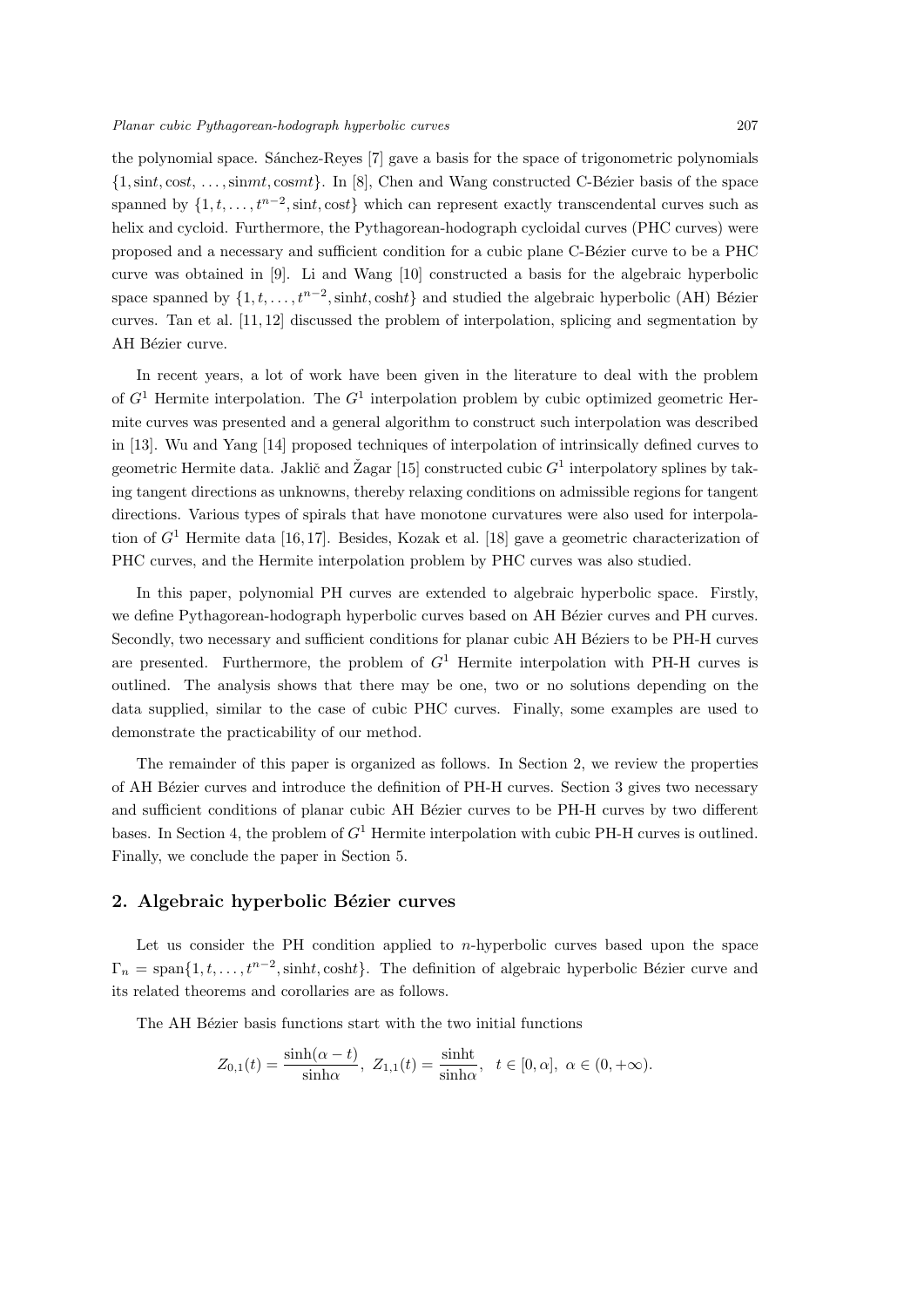the polynomial space. Sánchez-Reyes [7] gave a basis for the space of trigonometric polynomials $\{1, \sin t, \cos t, \ldots, \sin mt, \cos mt\}$. In [8], Chen and Wang constructed C-Bézier basis of the space spanned by $\{1, t, \ldots, t^{n-2}, \sin t, \cos t\}$ which can represent exactly transcendental curves such as helix and cycloid. Furthermore, the Pythagorean-hodograph cycloidal curves (PHC curves) were proposed and a necessary and sufficient condition for a cubic plane C-Bézier curve to be a PHC curve was obtained in [9]. Li and Wang [10] constructed a basis for the algebraic hyperbolic space spanned by $\{1, t, \ldots, t^{n-2}, \sinh t, \cosh t\}$ and studied the algebraic hyperbolic (AH) Bézier curves. Tan et al. [11, 12] discussed the problem of interpolation, splicing and segmentation by AH Bézier curve.

In recent years, a lot of work have been given in the literature to deal with the problem of $G^1$ Hermite interpolation. The $G^1$ interpolation problem by cubic optimized geometric Hermite curves was presented and a general algorithm to construct such interpolation was described in [13]. Wu and Yang [14] proposed techniques of interpolation of intrinsically defined curves to geometric Hermite data. Jaklič and Žagar [15] constructed cubic $G^1$ interpolatory splines by taking tangent directions as unknowns, thereby relaxing conditions on admissible regions for tangent directions. Various types of spirals that have monotone curvatures were also used for interpolation of $G^1$ Hermite data [16, 17]. Besides, Kozak et al. [18] gave a geometric characterization of PHC curves, and the Hermite interpolation problem by PHC curves was also studied.

In this paper, polynomial PH curves are extended to algebraic hyperbolic space. Firstly, we define Pythagorean-hodograph hyperbolic curves based on AH Bézier curves and PH curves. Secondly, two necessary and sufficient conditions for planar cubic AH Béziers to be PH-H curves are presented. Furthermore, the problem of $G^1$ Hermite interpolation with PH-H curves is outlined. The analysis shows that there may be one, two or no solutions depending on the data supplied, similar to the case of cubic PHC curves. Finally, some examples are used to demonstrate the practicability of our method.

The remainder of this paper is organized as follows. In Section 2, we review the properties of AH Bézier curves and introduce the definition of PH-H curves. Section 3 gives two necessary and sufficient conditions of planar cubic AH Bézier curves to be PH-H curves by two different bases. In Section 4, the problem of $G^1$ Hermite interpolation with cubic PH-H curves is outlined. Finally, we conclude the paper in Section 5.

## 2. Algebraic hyperbolic Bézier curves

Let us consider the PH condition applied to $n$-hyperbolic curves based upon the space $\Gamma_n = \text{span}\{1, t, \ldots, t^{n-2}, \sinh t, \cosh t\}$. The definition of algebraic hyperbolic Bézier curve and its related theorems and corollaries are as follows.

The AH Bézier basis functions start with the two initial functions

$$Z_{0,1}(t) = \frac{\sinh(\alpha - t)}{\sinh\alpha}, \; Z_{1,1}(t) = \frac{\sinh t}{\sinh\alpha}, \quad t \in [0, \alpha], \; \alpha \in (0, +\infty).$$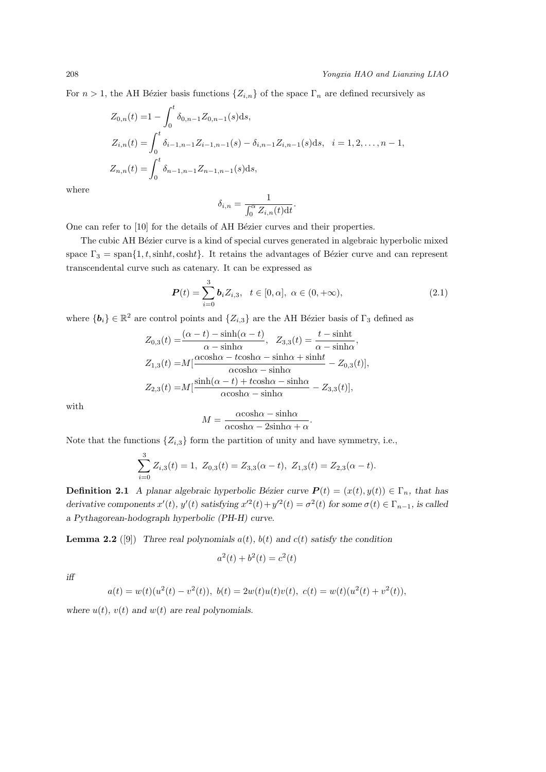For $n > 1$, the AH Bézier basis functions $\{Z_{i,n}\}$ of the space $\Gamma_n$ are defined recursively as

$$
\begin{aligned}
Z_{0,n}(t) &= 1 - \int_0^t \delta_{0,n-1} Z_{0,n-1}(s)\mathrm{d}s, \\
Z_{i,n}(t) &= \int_0^t \delta_{i-1,n-1} Z_{i-1,n-1}(s) - \delta_{i,n-1} Z_{i,n-1}(s)\mathrm{d}s, \quad i = 1, 2, \ldots, n-1, \\
Z_{n,n}(t) &= \int_0^t \delta_{n-1,n-1} Z_{n-1,n-1}(s)\mathrm{d}s,
\end{aligned}
$$

where

$$
\delta_{i,n} = \frac{1}{\int_0^\alpha Z_{i,n}(t)\mathrm{d}t}.
$$

One can refer to [10] for the details of AH Bézier curves and their properties.

The cubic AH Bézier curve is a kind of special curves generated in algebraic hyperbolic mixed space $\Gamma_3 = \mathrm{span}\{1, t, \sinh t, \cosh t\}$. It retains the advantages of Bézier curve and can represent transcendental curve such as catenary. It can be expressed as

$$
\boldsymbol{P}(t) = \sum_{i=0}^{3} \boldsymbol{b}_i Z_{i,3}, \quad t \in [0, \alpha], \ \alpha \in (0, +\infty), \tag{2.1}
$$

where $\{\boldsymbol{b}_i\} \in \mathbb{R}^2$ are control points and $\{Z_{i,3}\}$ are the AH Bézier basis of $\Gamma_3$ defined as

$$
\begin{aligned}
Z_{0,3}(t) &= \frac{(\alpha - t) - \sinh(\alpha - t)}{\alpha - \sinh\alpha}, \quad Z_{3,3}(t) = \frac{t - \sinh t}{\alpha - \sinh\alpha}, \\
Z_{1,3}(t) &= M\Big[\frac{\alpha\cosh\alpha - t\cosh\alpha - \sinh\alpha + \sinh t}{\alpha\cosh\alpha - \sinh\alpha} - Z_{0,3}(t)\Big], \\
Z_{2,3}(t) &= M\Big[\frac{\sinh(\alpha - t) + t\cosh\alpha - \sinh\alpha}{\alpha\cosh\alpha - \sinh\alpha} - Z_{3,3}(t)\Big],
\end{aligned}
$$

with

$$
M = \frac{\alpha\cosh\alpha - \sinh\alpha}{\alpha\cosh\alpha - 2\sinh\alpha + \alpha}.
$$

Note that the functions $\{Z_{i,3}\}$ form the partition of unity and have symmetry, i.e.,

$$
\sum_{i=0}^{3} Z_{i,3}(t) = 1, \ Z_{0,3}(t) = Z_{3,3}(\alpha - t), \ Z_{1,3}(t) = Z_{2,3}(\alpha - t).
$$

**Definition 2.1** *A planar algebraic hyperbolic Bézier curve $\boldsymbol{P}(t) = (x(t), y(t)) \in \Gamma_n$, that has derivative components $x'(t)$, $y'(t)$ satisfying $x'^2(t) + y'^2(t) = \sigma^2(t)$ for some $\sigma(t) \in \Gamma_{n-1}$, is called a Pythagorean-hodograph hyperbolic (PH-H) curve.*

**Lemma 2.2** ([9]) *Three real polynomials $a(t)$, $b(t)$ and $c(t)$ satisfy the condition*

$$
a^2(t) + b^2(t) = c^2(t)
$$

*iff*

$$
a(t) = w(t)(u^2(t) - v^2(t)), \ b(t) = 2w(t)u(t)v(t), \ c(t) = w(t)(u^2(t) + v^2(t)),
$$

*where $u(t)$, $v(t)$ and $w(t)$ are real polynomials.*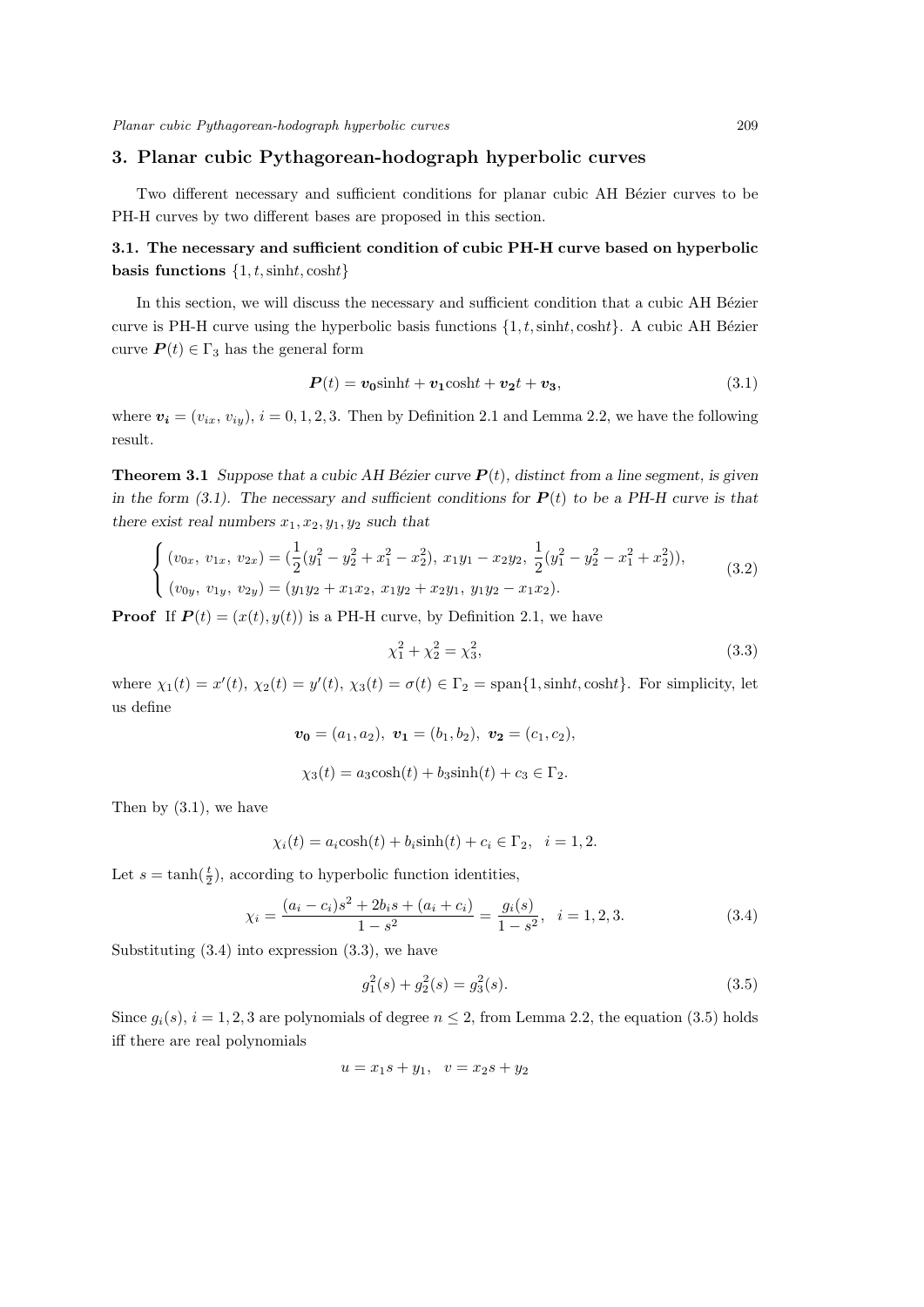## 3. Planar cubic Pythagorean-hodograph hyperbolic curves

Two different necessary and sufficient conditions for planar cubic AH Bézier curves to be PH-H curves by two different bases are proposed in this section.

### 3.1. The necessary and sufficient condition of cubic PH-H curve based on hyperbolic basis functions $\{1, t, \sinh t, \cosh t\}$

In this section, we will discuss the necessary and sufficient condition that a cubic AH Bézier curve is PH-H curve using the hyperbolic basis functions $\{1, t, \sinh t, \cosh t\}$. A cubic AH Bézier curve $\boldsymbol{P}(t) \in \Gamma_3$ has the general form

$$\boldsymbol{P}(t) = \boldsymbol{v_0}\sinh t + \boldsymbol{v_1}\cosh t + \boldsymbol{v_2}t + \boldsymbol{v_3}, \tag{3.1}$$

where $\boldsymbol{v_i} = (v_{ix}, v_{iy})$, $i = 0, 1, 2, 3$. Then by Definition 2.1 and Lemma 2.2, we have the following result.

**Theorem 3.1** *Suppose that a cubic AH Bézier curve $\boldsymbol{P}(t)$, distinct from a line segment, is given in the form (3.1). The necessary and sufficient conditions for $\boldsymbol{P}(t)$ to be a PH-H curve is that there exist real numbers $x_1, x_2, y_1, y_2$ such that*

$$\begin{cases} (v_{0x},\ v_{1x},\ v_{2x}) = (\frac{1}{2}(y_1^2 - y_2^2 + x_1^2 - x_2^2),\ x_1y_1 - x_2y_2,\ \frac{1}{2}(y_1^2 - y_2^2 - x_1^2 + x_2^2)), \\ (v_{0y},\ v_{1y},\ v_{2y}) = (y_1y_2 + x_1x_2,\ x_1y_2 + x_2y_1,\ y_1y_2 - x_1x_2). \end{cases} \tag{3.2}$$

**Proof** If $\boldsymbol{P}(t) = (x(t), y(t))$ is a PH-H curve, by Definition 2.1, we have

$$\chi_1^2 + \chi_2^2 = \chi_3^2, \tag{3.3}$$

where $\chi_1(t) = x'(t)$, $\chi_2(t) = y'(t)$, $\chi_3(t) = \sigma(t) \in \Gamma_2 = \text{span}\{1, \sinh t, \cosh t\}$. For simplicity, let us define

$$\boldsymbol{v_0} = (a_1, a_2),\ \boldsymbol{v_1} = (b_1, b_2),\ \boldsymbol{v_2} = (c_1, c_2),$$

$$\chi_3(t) = a_3\cosh(t) + b_3\sinh(t) + c_3 \in \Gamma_2.$$

Then by (3.1), we have

$$\chi_i(t) = a_i\cosh(t) + b_i\sinh(t) + c_i \in \Gamma_2, \quad i = 1, 2.$$

Let $s = \tanh(\frac{t}{2})$, according to hyperbolic function identities,

$$\chi_i = \frac{(a_i - c_i)s^2 + 2b_is + (a_i + c_i)}{1 - s^2} = \frac{g_i(s)}{1 - s^2}, \quad i = 1, 2, 3. \tag{3.4}$$

Substituting (3.4) into expression (3.3), we have

$$g_1^2(s) + g_2^2(s) = g_3^2(s). \tag{3.5}$$

Since $g_i(s)$, $i = 1, 2, 3$ are polynomials of degree $n \leq 2$, from Lemma 2.2, the equation (3.5) holds iff there are real polynomials

$$u = x_1s + y_1, \quad v = x_2s + y_2$$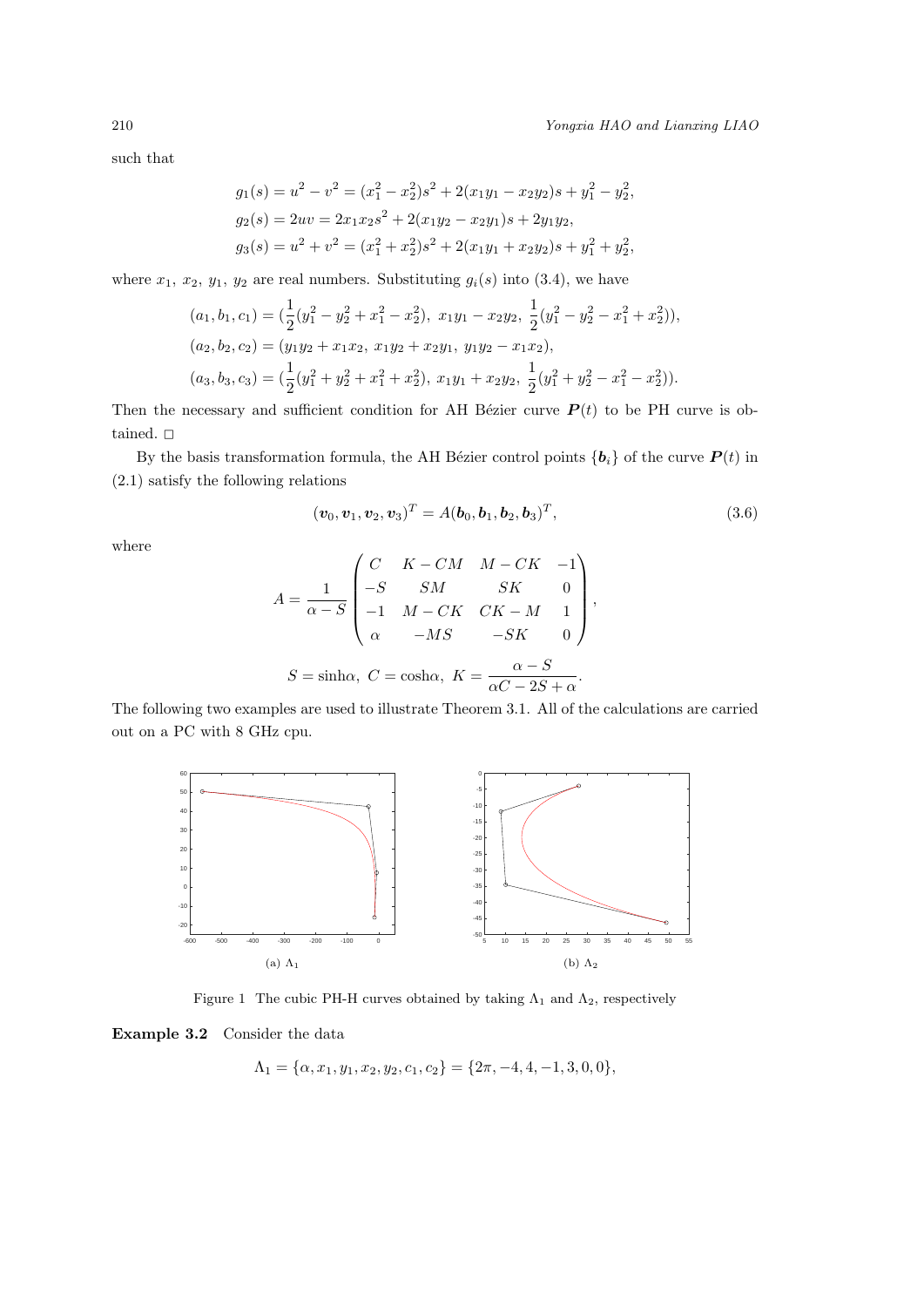such that

$$g_1(s) = u^2 - v^2 = (x_1^2 - x_2^2)s^2 + 2(x_1y_1 - x_2y_2)s + y_1^2 - y_2^2,$$
$$g_2(s) = 2uv = 2x_1x_2s^2 + 2(x_1y_2 - x_2y_1)s + 2y_1y_2,$$
$$g_3(s) = u^2 + v^2 = (x_1^2 + x_2^2)s^2 + 2(x_1y_1 + x_2y_2)s + y_1^2 + y_2^2,$$

where $x_1$, $x_2$, $y_1$, $y_2$ are real numbers. Substituting $g_i(s)$ into (3.4), we have

$$(a_1, b_1, c_1) = (\frac{1}{2}(y_1^2 - y_2^2 + x_1^2 - x_2^2),\ x_1y_1 - x_2y_2,\ \frac{1}{2}(y_1^2 - y_2^2 - x_1^2 + x_2^2)),$$
$$(a_2, b_2, c_2) = (y_1y_2 + x_1x_2,\ x_1y_2 + x_2y_1,\ y_1y_2 - x_1x_2),$$
$$(a_3, b_3, c_3) = (\frac{1}{2}(y_1^2 + y_2^2 + x_1^2 + x_2^2),\ x_1y_1 + x_2y_2,\ \frac{1}{2}(y_1^2 + y_2^2 - x_1^2 - x_2^2)).$$

Then the necessary and sufficient condition for AH Bézier curve $\boldsymbol{P}(t)$ to be PH curve is obtained. □

By the basis transformation formula, the AH Bézier control points $\{\boldsymbol{b}_i\}$ of the curve $\boldsymbol{P}(t)$ in (2.1) satisfy the following relations

$$(\boldsymbol{v}_0, \boldsymbol{v}_1, \boldsymbol{v}_2, \boldsymbol{v}_3)^T = A(\boldsymbol{b}_0, \boldsymbol{b}_1, \boldsymbol{b}_2, \boldsymbol{b}_3)^T, \tag{3.6}$$

where

$$A = \frac{1}{\alpha - S}\begin{pmatrix} C & K - CM & M - CK & -1 \\ -S & SM & SK & 0 \\ -1 & M - CK & CK - M & 1 \\ \alpha & -MS & -SK & 0 \end{pmatrix},$$

$$S = \sinh\alpha,\ C = \cosh\alpha,\ K = \frac{\alpha - S}{\alpha C - 2S + \alpha}.$$

The following two examples are used to illustrate Theorem 3.1. All of the calculations are carried out on a PC with 8 GHz cpu.

(a) $\Lambda_1$ (b) $\Lambda_2$

Figure 1 The cubic PH-H curves obtained by taking $\Lambda_1$ and $\Lambda_2$, respectively

**Example 3.2** Consider the data

$$\Lambda_1 = \{\alpha, x_1, y_1, x_2, y_2, c_1, c_2\} = \{2\pi, -4, 4, -1, 3, 0, 0\},$$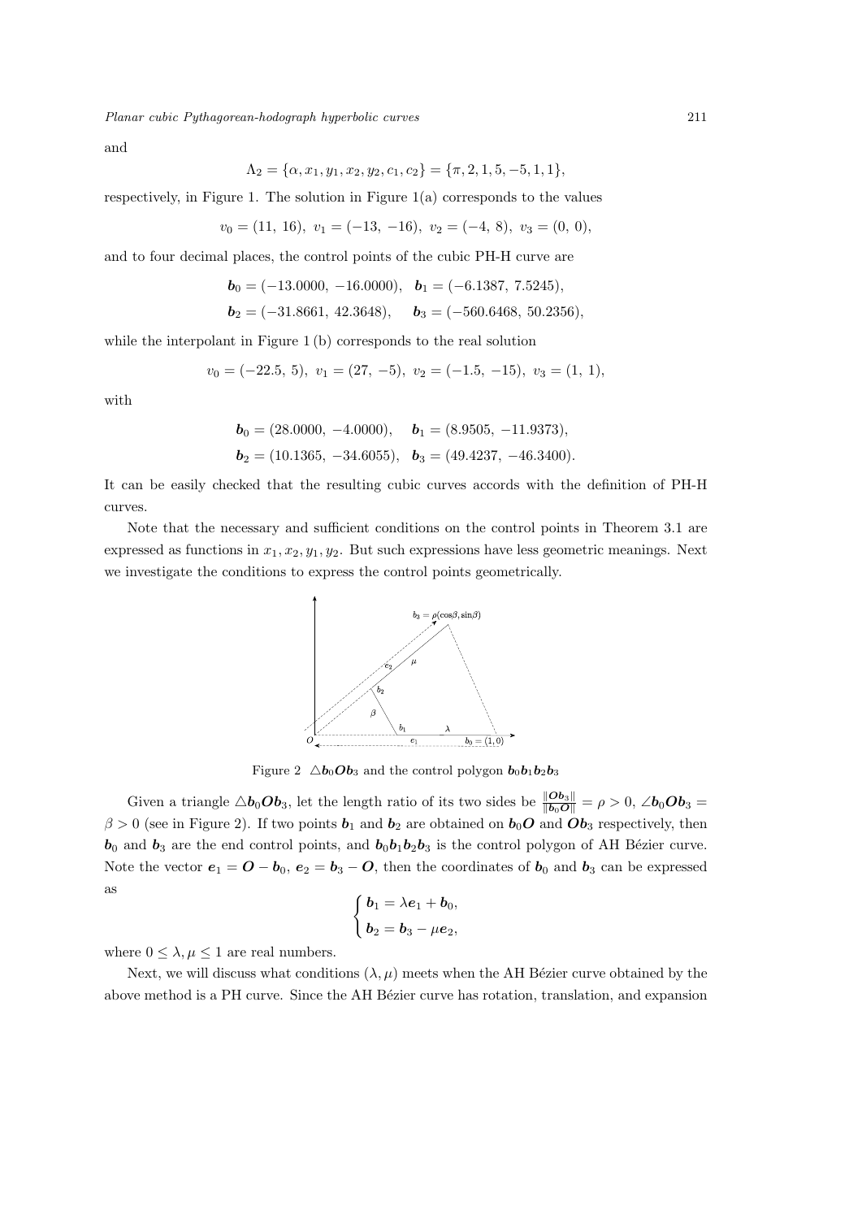and

$$\Lambda_2 = \{\alpha, x_1, y_1, x_2, y_2, c_1, c_2\} = \{\pi, 2, 1, 5, -5, 1, 1\},$$

respectively, in Figure 1. The solution in Figure 1(a) corresponds to the values

$$v_0 = (11,\ 16),\ v_1 = (-13,\ -16),\ v_2 = (-4,\ 8),\ v_3 = (0,\ 0),$$

and to four decimal places, the control points of the cubic PH-H curve are

$$\boldsymbol{b}_0 = (-13.0000,\ -16.0000),\quad \boldsymbol{b}_1 = (-6.1387,\ 7.5245),$$

$$\boldsymbol{b}_2 = (-31.8661,\ 42.3648),\qquad \boldsymbol{b}_3 = (-560.6468,\ 50.2356),$$

while the interpolant in Figure 1 (b) corresponds to the real solution

$$v_0 = (-22.5,\ 5),\ v_1 = (27,\ -5),\ v_2 = (-1.5,\ -15),\ v_3 = (1,\ 1),$$

with

$$\boldsymbol{b}_0 = (28.0000,\ -4.0000),\quad \boldsymbol{b}_1 = (8.9505,\ -11.9373),$$

$$\boldsymbol{b}_2 = (10.1365,\ -34.6055),\quad \boldsymbol{b}_3 = (49.4237,\ -46.3400).$$

It can be easily checked that the resulting cubic curves accords with the definition of PH-H curves.

Note that the necessary and sufficient conditions on the control points in Theorem 3.1 are expressed as functions in $x_1, x_2, y_1, y_2$. But such expressions have less geometric meanings. Next we investigate the conditions to express the control points geometrically.

Figure 2 $\triangle\boldsymbol{b}_0\boldsymbol{O}\boldsymbol{b}_3$ and the control polygon $\boldsymbol{b}_0\boldsymbol{b}_1\boldsymbol{b}_2\boldsymbol{b}_3$

Given a triangle $\triangle\boldsymbol{b}_0\boldsymbol{O}\boldsymbol{b}_3$, let the length ratio of its two sides be $\frac{\|\boldsymbol{O}\boldsymbol{b}_3\|}{\|\boldsymbol{b}_0\boldsymbol{O}\|} = \rho > 0$, $\angle\boldsymbol{b}_0\boldsymbol{O}\boldsymbol{b}_3 = \beta > 0$ (see in Figure 2). If two points $\boldsymbol{b}_1$ and $\boldsymbol{b}_2$ are obtained on $\boldsymbol{b}_0\boldsymbol{O}$ and $\boldsymbol{O}\boldsymbol{b}_3$ respectively, then $\boldsymbol{b}_0$ and $\boldsymbol{b}_3$ are the end control points, and $\boldsymbol{b}_0\boldsymbol{b}_1\boldsymbol{b}_2\boldsymbol{b}_3$ is the control polygon of AH Bézier curve. Note the vector $\boldsymbol{e}_1 = \boldsymbol{O} - \boldsymbol{b}_0$, $\boldsymbol{e}_2 = \boldsymbol{b}_3 - \boldsymbol{O}$, then the coordinates of $\boldsymbol{b}_0$ and $\boldsymbol{b}_3$ can be expressed as

$$\begin{cases} \boldsymbol{b}_1 = \lambda\boldsymbol{e}_1 + \boldsymbol{b}_0, \\ \boldsymbol{b}_2 = \boldsymbol{b}_3 - \mu\boldsymbol{e}_2, \end{cases}$$

where $0 \leq \lambda, \mu \leq 1$ are real numbers.

Next, we will discuss what conditions $(\lambda, \mu)$ meets when the AH Bézier curve obtained by the above method is a PH curve. Since the AH Bézier curve has rotation, translation, and expansion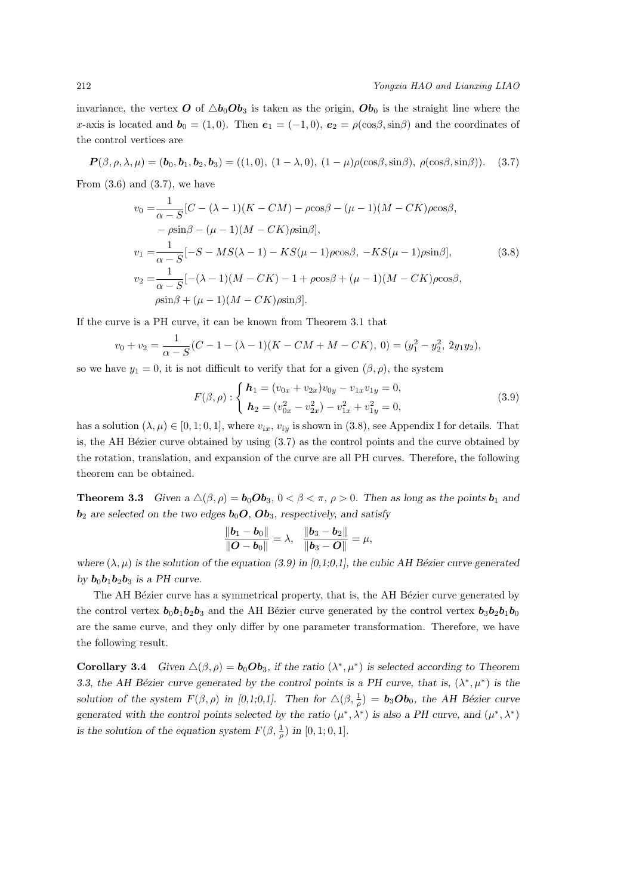invariance, the vertex $\boldsymbol{O}$ of $\triangle \boldsymbol{b}_0\boldsymbol{O}\boldsymbol{b}_3$ is taken as the origin, $\boldsymbol{O}\boldsymbol{b}_0$ is the straight line where the $x$-axis is located and $\boldsymbol{b}_0 = (1, 0)$. Then $\boldsymbol{e}_1 = (-1, 0)$, $\boldsymbol{e}_2 = \rho(\cos\beta, \sin\beta)$ and the coordinates of the control vertices are

$$\boldsymbol{P}(\beta, \rho, \lambda, \mu) = (\boldsymbol{b}_0, \boldsymbol{b}_1, \boldsymbol{b}_2, \boldsymbol{b}_3) = ((1, 0),\ (1-\lambda, 0),\ (1-\mu)\rho(\cos\beta, \sin\beta),\ \rho(\cos\beta, \sin\beta)). \tag{3.7}$$

From (3.6) and (3.7), we have

$$\begin{aligned}
v_0 =& \frac{1}{\alpha - S}[C - (\lambda-1)(K - CM) - \rho\cos\beta - (\mu-1)(M - CK)\rho\cos\beta, \\
& -\rho\sin\beta - (\mu-1)(M - CK)\rho\sin\beta], \\
v_1 =& \frac{1}{\alpha - S}[-S - MS(\lambda-1) - KS(\mu-1)\rho\cos\beta,\ -KS(\mu-1)\rho\sin\beta], \\
v_2 =& \frac{1}{\alpha - S}[-(\lambda-1)(M - CK) - 1 + \rho\cos\beta + (\mu-1)(M - CK)\rho\cos\beta, \\
& \rho\sin\beta + (\mu-1)(M - CK)\rho\sin\beta].
\end{aligned} \tag{3.8}$$

If the curve is a PH curve, it can be known from Theorem 3.1 that

$$v_0 + v_2 = \frac{1}{\alpha - S}(C - 1 - (\lambda-1)(K - CM + M - CK),\ 0) = (y_1^2 - y_2^2,\ 2y_1y_2),$$

so we have $y_1 = 0$, it is not difficult to verify that for a given $(\beta, \rho)$, the system

$$F(\beta, \rho) : \begin{cases} \boldsymbol{h}_1 = (v_{0x} + v_{2x})v_{0y} - v_{1x}v_{1y} = 0, \\ \boldsymbol{h}_2 = (v_{0x}^2 - v_{2x}^2) - v_{1x}^2 + v_{1y}^2 = 0, \end{cases} \tag{3.9}$$

has a solution $(\lambda, \mu) \in [0, 1; 0, 1]$, where $v_{ix}$, $v_{iy}$ is shown in (3.8), see Appendix I for details. That is, the AH Bézier curve obtained by using (3.7) as the control points and the curve obtained by the rotation, translation, and expansion of the curve are all PH curves. Therefore, the following theorem can be obtained.

**Theorem 3.3** *Given a $\triangle(\beta, \rho) = \boldsymbol{b}_0\boldsymbol{O}\boldsymbol{b}_3$, $0 < \beta < \pi$, $\rho > 0$. Then as long as the points $\boldsymbol{b}_1$ and $\boldsymbol{b}_2$ are selected on the two edges $\boldsymbol{b}_0\boldsymbol{O}$, $\boldsymbol{O}\boldsymbol{b}_3$, respectively, and satisfy*

$$\frac{\|\boldsymbol{b}_1 - \boldsymbol{b}_0\|}{\|\boldsymbol{O} - \boldsymbol{b}_0\|} = \lambda, \quad \frac{\|\boldsymbol{b}_3 - \boldsymbol{b}_2\|}{\|\boldsymbol{b}_3 - \boldsymbol{O}\|} = \mu,$$

*where $(\lambda, \mu)$ is the solution of the equation (3.9) in [0,1;0,1], the cubic AH Bézier curve generated by $\boldsymbol{b}_0\boldsymbol{b}_1\boldsymbol{b}_2\boldsymbol{b}_3$ is a PH curve.*

The AH Bézier curve has a symmetrical property, that is, the AH Bézier curve generated by the control vertex $\boldsymbol{b}_0\boldsymbol{b}_1\boldsymbol{b}_2\boldsymbol{b}_3$ and the AH Bézier curve generated by the control vertex $\boldsymbol{b}_3\boldsymbol{b}_2\boldsymbol{b}_1\boldsymbol{b}_0$ are the same curve, and they only differ by one parameter transformation. Therefore, we have the following result.

**Corollary 3.4** *Given $\triangle(\beta, \rho) = \boldsymbol{b}_0\boldsymbol{O}\boldsymbol{b}_3$, if the ratio $(\lambda^*, \mu^*)$ is selected according to Theorem 3.3, the AH Bézier curve generated by the control points is a PH curve, that is, $(\lambda^*, \mu^*)$ is the solution of the system $F(\beta, \rho)$ in [0,1;0,1]. Then for $\triangle(\beta, \frac{1}{\rho}) = \boldsymbol{b}_3\boldsymbol{O}\boldsymbol{b}_0$, the AH Bézier curve generated with the control points selected by the ratio $(\mu^*, \lambda^*)$ is also a PH curve, and $(\mu^*, \lambda^*)$ is the solution of the equation system $F(\beta, \frac{1}{\rho})$ in $[0, 1; 0, 1]$.*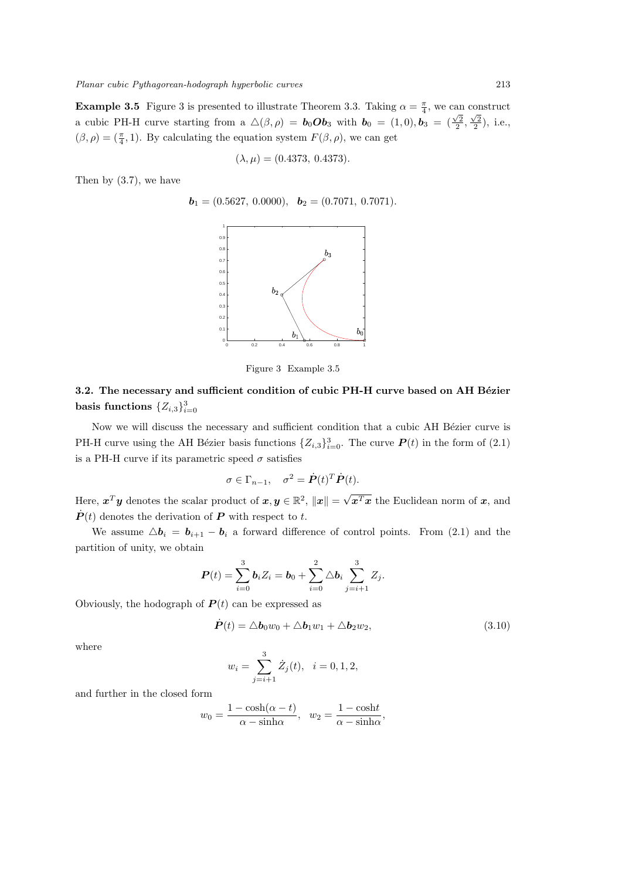**Example 3.5** Figure 3 is presented to illustrate Theorem 3.3. Taking $\alpha = \frac{\pi}{4}$, we can construct a cubic PH-H curve starting from a $\triangle(\beta, \rho) = \boldsymbol{b}_0\boldsymbol{O}\boldsymbol{b}_3$ with $\boldsymbol{b}_0 = (1, 0), \boldsymbol{b}_3 = (\frac{\sqrt{2}}{2}, \frac{\sqrt{2}}{2})$, i.e., $(\beta, \rho) = (\frac{\pi}{4}, 1)$. By calculating the equation system $F(\beta, \rho)$, we can get

$$(\lambda, \mu) = (0.4373,\ 0.4373).$$

Then by (3.7), we have

$$\boldsymbol{b}_1 = (0.5627,\ 0.0000), \quad \boldsymbol{b}_2 = (0.7071,\ 0.7071).$$

Figure 3 Example 3.5

### 3.2. The necessary and sufficient condition of cubic PH-H curve based on AH Bézier basis functions $\{Z_{i,3}\}_{i=0}^{3}$

Now we will discuss the necessary and sufficient condition that a cubic AH Bézier curve is PH-H curve using the AH Bézier basis functions $\{Z_{i,3}\}_{i=0}^{3}$. The curve $\boldsymbol{P}(t)$ in the form of (2.1) is a PH-H curve if its parametric speed $\sigma$ satisfies

$$\sigma \in \Gamma_{n-1}, \quad \sigma^2 = \dot{\boldsymbol{P}}(t)^T \dot{\boldsymbol{P}}(t).$$

Here, $\boldsymbol{x}^T \boldsymbol{y}$ denotes the scalar product of $\boldsymbol{x}, \boldsymbol{y} \in \mathbb{R}^2$, $\|\boldsymbol{x}\| = \sqrt{\boldsymbol{x}^T \boldsymbol{x}}$ the Euclidean norm of $\boldsymbol{x}$, and $\dot{\boldsymbol{P}}(t)$ denotes the derivation of $\boldsymbol{P}$ with respect to $t$.

We assume $\triangle \boldsymbol{b}_i = \boldsymbol{b}_{i+1} - \boldsymbol{b}_i$ a forward difference of control points. From (2.1) and the partition of unity, we obtain

$$\boldsymbol{P}(t) = \sum_{i=0}^{3} \boldsymbol{b}_i Z_i = \boldsymbol{b}_0 + \sum_{i=0}^{2} \triangle \boldsymbol{b}_i \sum_{j=i+1}^{3} Z_j.$$

Obviously, the hodograph of $\boldsymbol{P}(t)$ can be expressed as

$$\dot{\boldsymbol{P}}(t) = \triangle \boldsymbol{b}_0 w_0 + \triangle \boldsymbol{b}_1 w_1 + \triangle \boldsymbol{b}_2 w_2, \tag{3.10}$$

where

$$w_i = \sum_{j=i+1}^{3} \dot{Z}_j(t), \quad i = 0, 1, 2,$$

and further in the closed form

$$w_0 = \frac{1 - \cosh(\alpha - t)}{\alpha - \sinh\alpha}, \quad w_2 = \frac{1 - \cosh t}{\alpha - \sinh\alpha},$$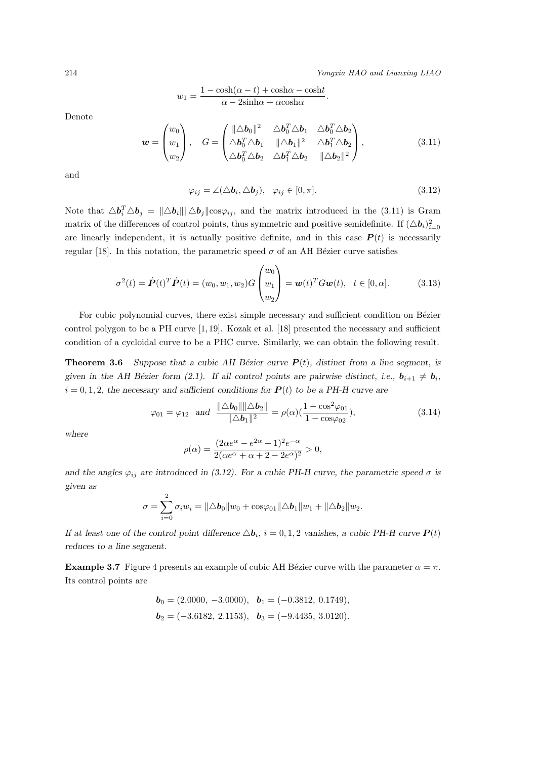$$w_1 = \frac{1-\cosh(\alpha-t)+\cosh\alpha-\cosh t}{\alpha-2\sinh\alpha+\alpha\cosh\alpha}.$$

Denote

$$\boldsymbol{w} = \begin{pmatrix} w_0 \\ w_1 \\ w_2 \end{pmatrix}, \quad G = \begin{pmatrix} \|\triangle \boldsymbol{b}_0\|^2 & \triangle \boldsymbol{b}_0^T \triangle \boldsymbol{b}_1 & \triangle \boldsymbol{b}_0^T \triangle \boldsymbol{b}_2 \\ \triangle \boldsymbol{b}_0^T \triangle \boldsymbol{b}_1 & \|\triangle \boldsymbol{b}_1\|^2 & \triangle \boldsymbol{b}_1^T \triangle \boldsymbol{b}_2 \\ \triangle \boldsymbol{b}_0^T \triangle \boldsymbol{b}_2 & \triangle \boldsymbol{b}_1^T \triangle \boldsymbol{b}_2 & \|\triangle \boldsymbol{b}_2\|^2 \end{pmatrix}, \tag{3.11}$$

and

$$\varphi_{ij} = \angle(\triangle \boldsymbol{b}_i, \triangle \boldsymbol{b}_j), \quad \varphi_{ij} \in [0, \pi]. \tag{3.12}$$

Note that $\triangle \boldsymbol{b}_i^T \triangle \boldsymbol{b}_j = \|\triangle \boldsymbol{b}_i\| \|\triangle \boldsymbol{b}_j\| \cos\varphi_{ij}$, and the matrix introduced in the (3.11) is Gram matrix of the differences of control points, thus symmetric and positive semidefinite. If $(\triangle \boldsymbol{b}_i)_{i=0}^2$ are linearly independent, it is actually positive definite, and in this case $\boldsymbol{P}(t)$ is necessarily regular [18]. In this notation, the parametric speed $\sigma$ of an AH Bézier curve satisfies

$$\sigma^2(t) = \dot{\boldsymbol{P}}(t)^T \dot{\boldsymbol{P}}(t) = (w_0, w_1, w_2) G \begin{pmatrix} w_0 \\ w_1 \\ w_2 \end{pmatrix} = \boldsymbol{w}(t)^T G \boldsymbol{w}(t), \quad t \in [0, \alpha]. \tag{3.13}$$

For cubic polynomial curves, there exist simple necessary and sufficient condition on Bézier control polygon to be a PH curve [1,19]. Kozak et al. [18] presented the necessary and sufficient condition of a cycloidal curve to be a PHC curve. Similarly, we can obtain the following result.

**Theorem 3.6** *Suppose that a cubic AH Bézier curve $\boldsymbol{P}(t)$, distinct from a line segment, is given in the AH Bézier form (2.1). If all control points are pairwise distinct, i.e., $\boldsymbol{b}_{i+1} \neq \boldsymbol{b}_i$, $i = 0, 1, 2$, the necessary and sufficient conditions for $\boldsymbol{P}(t)$ to be a PH-H curve are*

$$\varphi_{01} = \varphi_{12} \quad \text{and} \quad \frac{\|\triangle \boldsymbol{b}_0\| \|\triangle \boldsymbol{b}_2\|}{\|\triangle \boldsymbol{b}_1\|^2} = \rho(\alpha)\Big(\frac{1-\cos^2\varphi_{01}}{1-\cos\varphi_{02}}\Big), \tag{3.14}$$

*where*

$$\rho(\alpha) = \frac{(2\alpha e^{\alpha} - e^{2\alpha} + 1)^2 e^{-\alpha}}{2(\alpha e^{\alpha} + \alpha + 2 - 2e^{\alpha})^2} > 0,$$

*and the angles $\varphi_{ij}$ are introduced in (3.12). For a cubic PH-H curve, the parametric speed $\sigma$ is given as*

$$\sigma = \sum_{i=0}^{2} \sigma_i w_i = \|\triangle \boldsymbol{b}_0\| w_0 + \cos\varphi_{01} \|\triangle \boldsymbol{b}_1\| w_1 + \|\triangle \boldsymbol{b}_2\| w_2.$$

*If at least one of the control point difference $\triangle \boldsymbol{b}_i$, $i = 0, 1, 2$ vanishes, a cubic PH-H curve $\boldsymbol{P}(t)$ reduces to a line segment.*

**Example 3.7** Figure 4 presents an example of cubic AH Bézier curve with the parameter $\alpha = \pi$. Its control points are

$$\boldsymbol{b}_0 = (2.0000, \ -3.0000), \quad \boldsymbol{b}_1 = (-0.3812, \ 0.1749),$$

$$\boldsymbol{b}_2 = (-3.6182, \ 2.1153), \quad \boldsymbol{b}_3 = (-9.4435, \ 3.0120).$$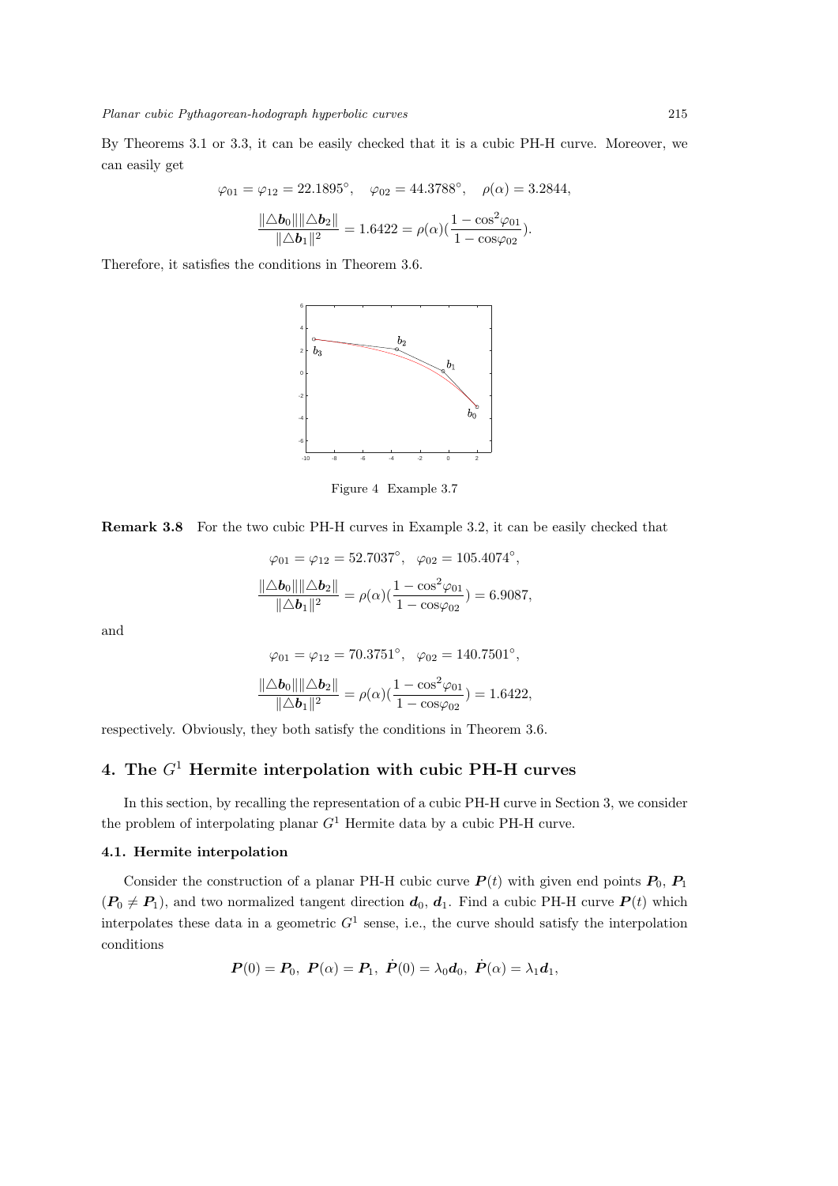By Theorems 3.1 or 3.3, it can be easily checked that it is a cubic PH-H curve. Moreover, we can easily get

$$\varphi_{01} = \varphi_{12} = 22.1895^\circ, \quad \varphi_{02} = 44.3788^\circ, \quad \rho(\alpha) = 3.2844,$$

$$\frac{\|\triangle \boldsymbol{b}_0\| \|\triangle \boldsymbol{b}_2\|}{\|\triangle \boldsymbol{b}_1\|^2} = 1.6422 = \rho(\alpha)\Big(\frac{1-\cos^2\varphi_{01}}{1-\cos\varphi_{02}}\Big).$$

Therefore, it satisfies the conditions in Theorem 3.6.

Figure 4 Example 3.7

**Remark 3.8** For the two cubic PH-H curves in Example 3.2, it can be easily checked that

$$\varphi_{01} = \varphi_{12} = 52.7037^\circ, \quad \varphi_{02} = 105.4074^\circ,$$

$$\frac{\|\triangle \boldsymbol{b}_0\| \|\triangle \boldsymbol{b}_2\|}{\|\triangle \boldsymbol{b}_1\|^2} = \rho(\alpha)\Big(\frac{1-\cos^2\varphi_{01}}{1-\cos\varphi_{02}}\Big) = 6.9087,$$

and

$$\varphi_{01} = \varphi_{12} = 70.3751^\circ, \quad \varphi_{02} = 140.7501^\circ,$$

$$\frac{\|\triangle \boldsymbol{b}_0\| \|\triangle \boldsymbol{b}_2\|}{\|\triangle \boldsymbol{b}_1\|^2} = \rho(\alpha)\Big(\frac{1-\cos^2\varphi_{01}}{1-\cos\varphi_{02}}\Big) = 1.6422,$$

respectively. Obviously, they both satisfy the conditions in Theorem 3.6.

## 4. The $G^1$ Hermite interpolation with cubic PH-H curves

In this section, by recalling the representation of a cubic PH-H curve in Section 3, we consider the problem of interpolating planar $G^1$ Hermite data by a cubic PH-H curve.

### 4.1. Hermite interpolation

Consider the construction of a planar PH-H cubic curve $\boldsymbol{P}(t)$ with given end points $\boldsymbol{P}_0$, $\boldsymbol{P}_1$ ($\boldsymbol{P}_0 \neq \boldsymbol{P}_1$), and two normalized tangent direction $\boldsymbol{d}_0$, $\boldsymbol{d}_1$. Find a cubic PH-H curve $\boldsymbol{P}(t)$ which interpolates these data in a geometric $G^1$ sense, i.e., the curve should satisfy the interpolation conditions

$$\boldsymbol{P}(0) = \boldsymbol{P}_0, \ \boldsymbol{P}(\alpha) = \boldsymbol{P}_1, \ \dot{\boldsymbol{P}}(0) = \lambda_0 \boldsymbol{d}_0, \ \dot{\boldsymbol{P}}(\alpha) = \lambda_1 \boldsymbol{d}_1,$$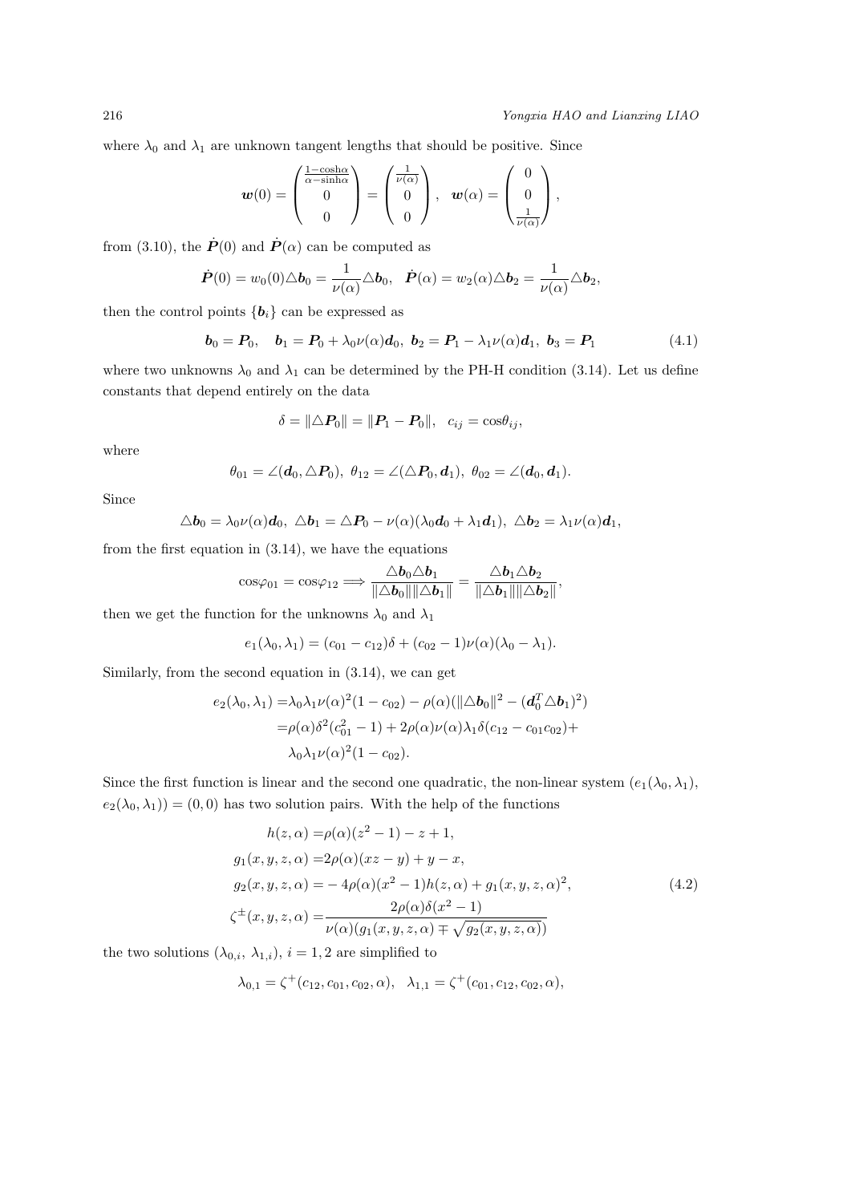where $\lambda_0$ and $\lambda_1$ are unknown tangent lengths that should be positive. Since

$$\boldsymbol{w}(0)=\begin{pmatrix}\frac{1-\cosh\alpha}{\alpha-\sinh\alpha}\\ 0\\ 0\end{pmatrix}=\begin{pmatrix}\frac{1}{\nu(\alpha)}\\ 0\\ 0\end{pmatrix},\quad \boldsymbol{w}(\alpha)=\begin{pmatrix}0\\ 0\\ \frac{1}{\nu(\alpha)}\end{pmatrix},$$

from (3.10), the $\dot{\boldsymbol{P}}(0)$ and $\dot{\boldsymbol{P}}(\alpha)$ can be computed as

$$\dot{\boldsymbol{P}}(0)=w_0(0)\triangle\boldsymbol{b}_0=\frac{1}{\nu(\alpha)}\triangle\boldsymbol{b}_0,\quad \dot{\boldsymbol{P}}(\alpha)=w_2(\alpha)\triangle\boldsymbol{b}_2=\frac{1}{\nu(\alpha)}\triangle\boldsymbol{b}_2,$$

then the control points $\{\boldsymbol{b}_i\}$ can be expressed as

$$\boldsymbol{b}_0=\boldsymbol{P}_0,\quad \boldsymbol{b}_1=\boldsymbol{P}_0+\lambda_0\nu(\alpha)\boldsymbol{d}_0,\ \boldsymbol{b}_2=\boldsymbol{P}_1-\lambda_1\nu(\alpha)\boldsymbol{d}_1,\ \boldsymbol{b}_3=\boldsymbol{P}_1 \tag{4.1}$$

where two unknowns $\lambda_0$ and $\lambda_1$ can be determined by the PH-H condition (3.14). Let us define constants that depend entirely on the data

$$\delta=\|\triangle\boldsymbol{P}_0\|=\|\boldsymbol{P}_1-\boldsymbol{P}_0\|,\quad c_{ij}=\cos\theta_{ij},$$

where

$$\theta_{01}=\angle(\boldsymbol{d}_0,\triangle\boldsymbol{P}_0),\ \theta_{12}=\angle(\triangle\boldsymbol{P}_0,\boldsymbol{d}_1),\ \theta_{02}=\angle(\boldsymbol{d}_0,\boldsymbol{d}_1).$$

Since

$$\triangle\boldsymbol{b}_0=\lambda_0\nu(\alpha)\boldsymbol{d}_0,\ \triangle\boldsymbol{b}_1=\triangle\boldsymbol{P}_0-\nu(\alpha)(\lambda_0\boldsymbol{d}_0+\lambda_1\boldsymbol{d}_1),\ \triangle\boldsymbol{b}_2=\lambda_1\nu(\alpha)\boldsymbol{d}_1,$$

from the first equation in (3.14), we have the equations

$$\cos\varphi_{01}=\cos\varphi_{12}\Longrightarrow\frac{\triangle\boldsymbol{b}_0\triangle\boldsymbol{b}_1}{\|\triangle\boldsymbol{b}_0\|\|\triangle\boldsymbol{b}_1\|}=\frac{\triangle\boldsymbol{b}_1\triangle\boldsymbol{b}_2}{\|\triangle\boldsymbol{b}_1\|\|\triangle\boldsymbol{b}_2\|},$$

then we get the function for the unknowns $\lambda_0$ and $\lambda_1$

$$e_1(\lambda_0,\lambda_1)=(c_{01}-c_{12})\delta+(c_{02}-1)\nu(\alpha)(\lambda_0-\lambda_1).$$

Similarly, from the second equation in (3.14), we can get

$$\begin{aligned}e_2(\lambda_0,\lambda_1)=&\lambda_0\lambda_1\nu(\alpha)^2(1-c_{02})-\rho(\alpha)(\|\triangle\boldsymbol{b}_0\|^2-(\boldsymbol{d}_0^T\triangle\boldsymbol{b}_1)^2)\\ =&\rho(\alpha)\delta^2(c_{01}^2-1)+2\rho(\alpha)\nu(\alpha)\lambda_1\delta(c_{12}-c_{01}c_{02})+\\ &\lambda_0\lambda_1\nu(\alpha)^2(1-c_{02}).\end{aligned}$$

Since the first function is linear and the second one quadratic, the non-linear system $(e_1(\lambda_0,\lambda_1),$ $e_2(\lambda_0,\lambda_1))=(0,0)$ has two solution pairs. With the help of the functions

$$\begin{aligned}h(z,\alpha)=&\rho(\alpha)(z^2-1)-z+1,\\ g_1(x,y,z,\alpha)=&2\rho(\alpha)(xz-y)+y-x,\\ g_2(x,y,z,\alpha)=&-4\rho(\alpha)(x^2-1)h(z,\alpha)+g_1(x,y,z,\alpha)^2,\\ \zeta^{\pm}(x,y,z,\alpha)=&\frac{2\rho(\alpha)\delta(x^2-1)}{\nu(\alpha)(g_1(x,y,z,\alpha)\mp\sqrt{g_2(x,y,z,\alpha)})}\end{aligned} \tag{4.2}$$

the two solutions $(\lambda_{0,i},\ \lambda_{1,i})$, $i=1,2$ are simplified to

$$\lambda_{0,1}=\zeta^{+}(c_{12},c_{01},c_{02},\alpha),\quad \lambda_{1,1}=\zeta^{+}(c_{01},c_{12},c_{02},\alpha),$$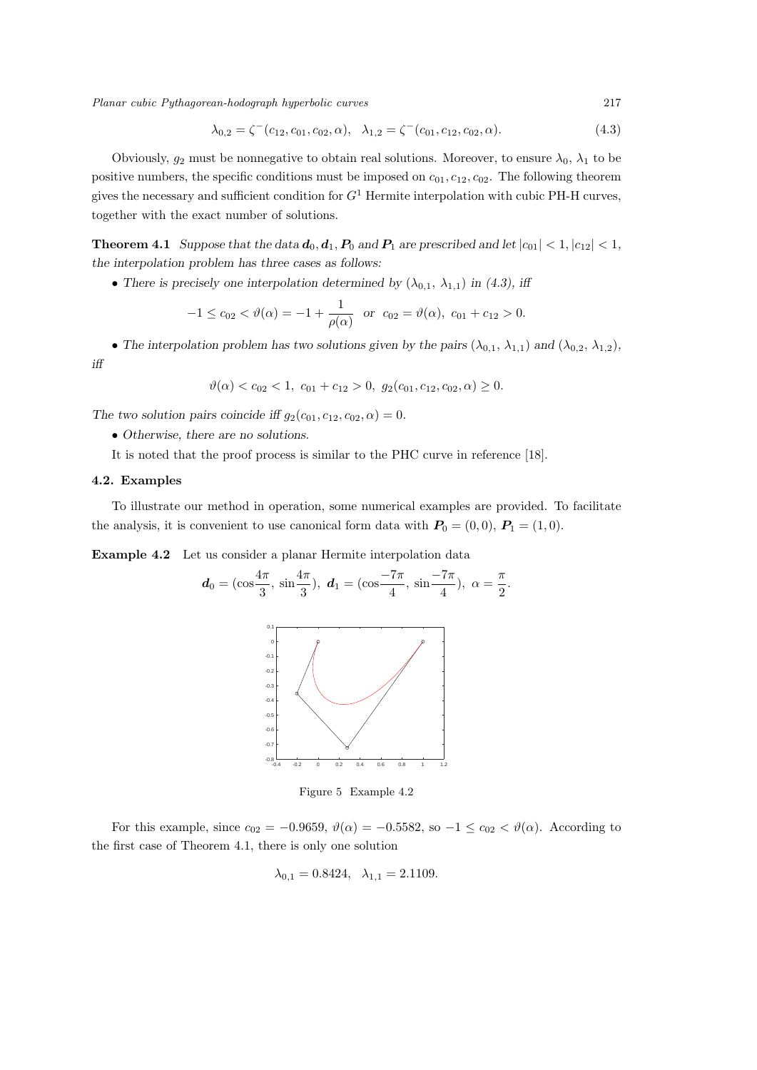$$\lambda_{0,2} = \zeta^{-}(c_{12}, c_{01}, c_{02}, \alpha), \quad \lambda_{1,2} = \zeta^{-}(c_{01}, c_{12}, c_{02}, \alpha). \tag{4.3}$$

Obviously, $g_2$ must be nonnegative to obtain real solutions. Moreover, to ensure $\lambda_0$, $\lambda_1$ to be positive numbers, the specific conditions must be imposed on $c_{01}, c_{12}, c_{02}$. The following theorem gives the necessary and sufficient condition for $G^1$ Hermite interpolation with cubic PH-H curves, together with the exact number of solutions.

**Theorem 4.1** *Suppose that the data $\boldsymbol{d}_0, \boldsymbol{d}_1, \boldsymbol{P}_0$ and $\boldsymbol{P}_1$ are prescribed and let $|c_{01}| < 1, |c_{12}| < 1$, the interpolation problem has three cases as follows:*

- *There is precisely one interpolation determined by $(\lambda_{0,1}, \lambda_{1,1})$ in (4.3), iff*

$$-1 \leq c_{02} < \vartheta(\alpha) = -1 + \frac{1}{\rho(\alpha)} \quad \text{or} \quad c_{02} = \vartheta(\alpha), \ c_{01} + c_{12} > 0.$$

- *The interpolation problem has two solutions given by the pairs $(\lambda_{0,1}, \lambda_{1,1})$ and $(\lambda_{0,2}, \lambda_{1,2})$, iff*

$$\vartheta(\alpha) < c_{02} < 1, \ c_{01} + c_{12} > 0, \ g_2(c_{01}, c_{12}, c_{02}, \alpha) \geq 0.$$

*The two solution pairs coincide iff $g_2(c_{01}, c_{12}, c_{02}, \alpha) = 0$.*

- *Otherwise, there are no solutions.*

It is noted that the proof process is similar to the PHC curve in reference [18].

### 4.2. Examples

To illustrate our method in operation, some numerical examples are provided. To facilitate the analysis, it is convenient to use canonical form data with $\boldsymbol{P}_0 = (0, 0)$, $\boldsymbol{P}_1 = (1, 0)$.

**Example 4.2** Let us consider a planar Hermite interpolation data

$$\boldsymbol{d}_0 = (\cos\frac{4\pi}{3}, \ \sin\frac{4\pi}{3}), \ \boldsymbol{d}_1 = (\cos\frac{-7\pi}{4}, \ \sin\frac{-7\pi}{4}), \ \alpha = \frac{\pi}{2}.$$

Figure 5 Example 4.2

For this example, since $c_{02} = -0.9659$, $\vartheta(\alpha) = -0.5582$, so $-1 \leq c_{02} < \vartheta(\alpha)$. According to the first case of Theorem 4.1, there is only one solution

$$\lambda_{0,1} = 0.8424, \quad \lambda_{1,1} = 2.1109.$$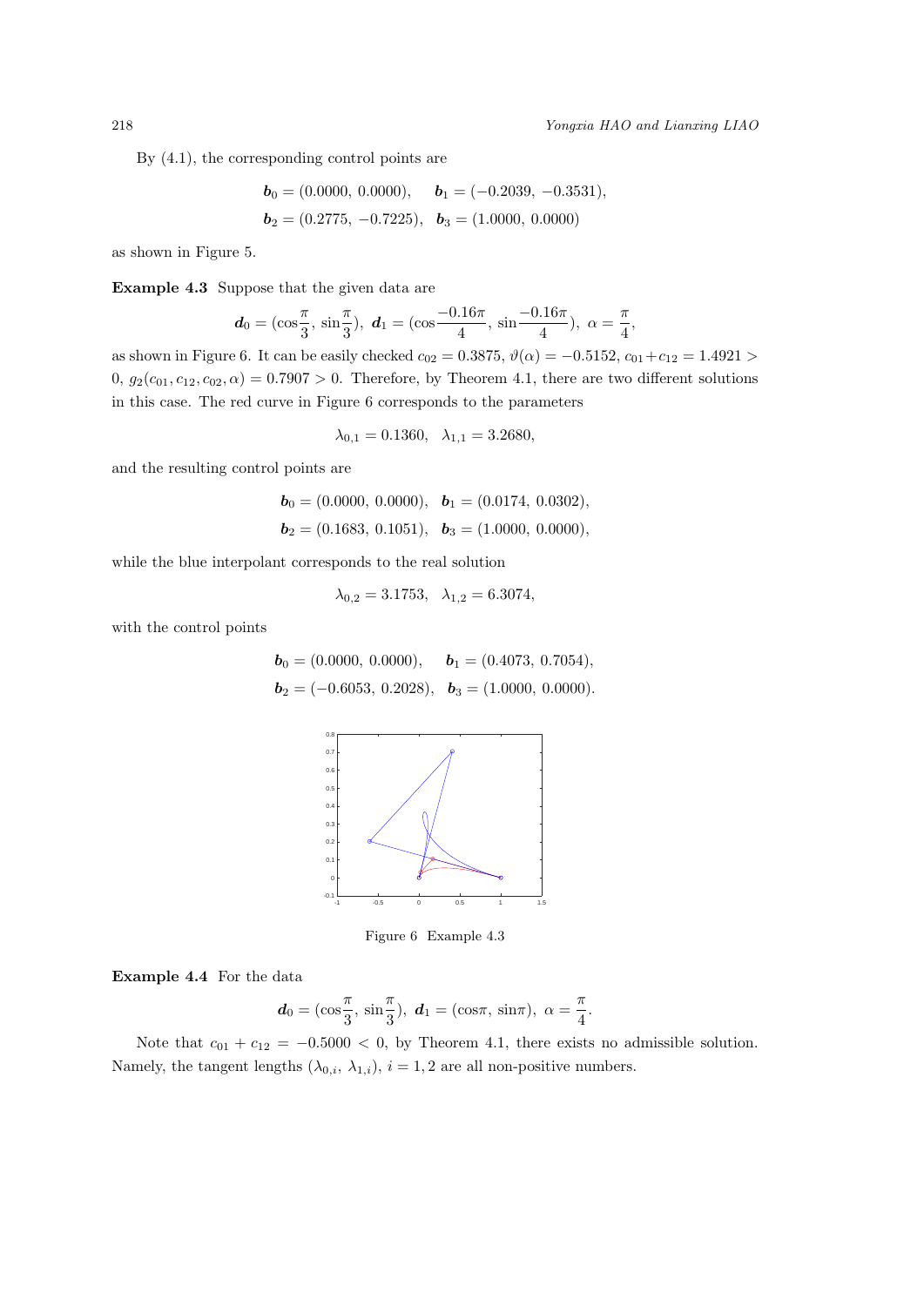By (4.1), the corresponding control points are

$$\boldsymbol{b}_0 = (0.0000,\ 0.0000), \quad \boldsymbol{b}_1 = (-0.2039,\ -0.3531),$$
$$\boldsymbol{b}_2 = (0.2775,\ -0.7225), \quad \boldsymbol{b}_3 = (1.0000,\ 0.0000)$$

as shown in Figure 5.

**Example 4.3** Suppose that the given data are

$$\boldsymbol{d}_0 = (\cos\frac{\pi}{3},\ \sin\frac{\pi}{3}),\ \boldsymbol{d}_1 = (\cos\frac{-0.16\pi}{4},\ \sin\frac{-0.16\pi}{4}),\ \alpha = \frac{\pi}{4},$$

as shown in Figure 6. It can be easily checked $c_{02} = 0.3875$, $\vartheta(\alpha) = -0.5152$, $c_{01} + c_{12} = 1.4921 > 0$, $g_2(c_{01}, c_{12}, c_{02}, \alpha) = 0.7907 > 0$. Therefore, by Theorem 4.1, there are two different solutions in this case. The red curve in Figure 6 corresponds to the parameters

$$\lambda_{0,1} = 0.1360, \quad \lambda_{1,1} = 3.2680,$$

and the resulting control points are

$$\boldsymbol{b}_0 = (0.0000,\ 0.0000), \quad \boldsymbol{b}_1 = (0.0174,\ 0.0302),$$
$$\boldsymbol{b}_2 = (0.1683,\ 0.1051), \quad \boldsymbol{b}_3 = (1.0000,\ 0.0000),$$

while the blue interpolant corresponds to the real solution

$$\lambda_{0,2} = 3.1753, \quad \lambda_{1,2} = 6.3074,$$

with the control points

$$\boldsymbol{b}_0 = (0.0000,\ 0.0000), \quad \boldsymbol{b}_1 = (0.4073,\ 0.7054),$$
$$\boldsymbol{b}_2 = (-0.6053,\ 0.2028), \quad \boldsymbol{b}_3 = (1.0000,\ 0.0000).$$

Figure 6 Example 4.3

**Example 4.4** For the data

$$\boldsymbol{d}_0 = (\cos\frac{\pi}{3},\ \sin\frac{\pi}{3}),\ \boldsymbol{d}_1 = (\cos\pi,\ \sin\pi),\ \alpha = \frac{\pi}{4}.$$

Note that $c_{01} + c_{12} = -0.5000 < 0$, by Theorem 4.1, there exists no admissible solution. Namely, the tangent lengths $(\lambda_{0,i},\ \lambda_{1,i})$, $i = 1, 2$ are all non-positive numbers.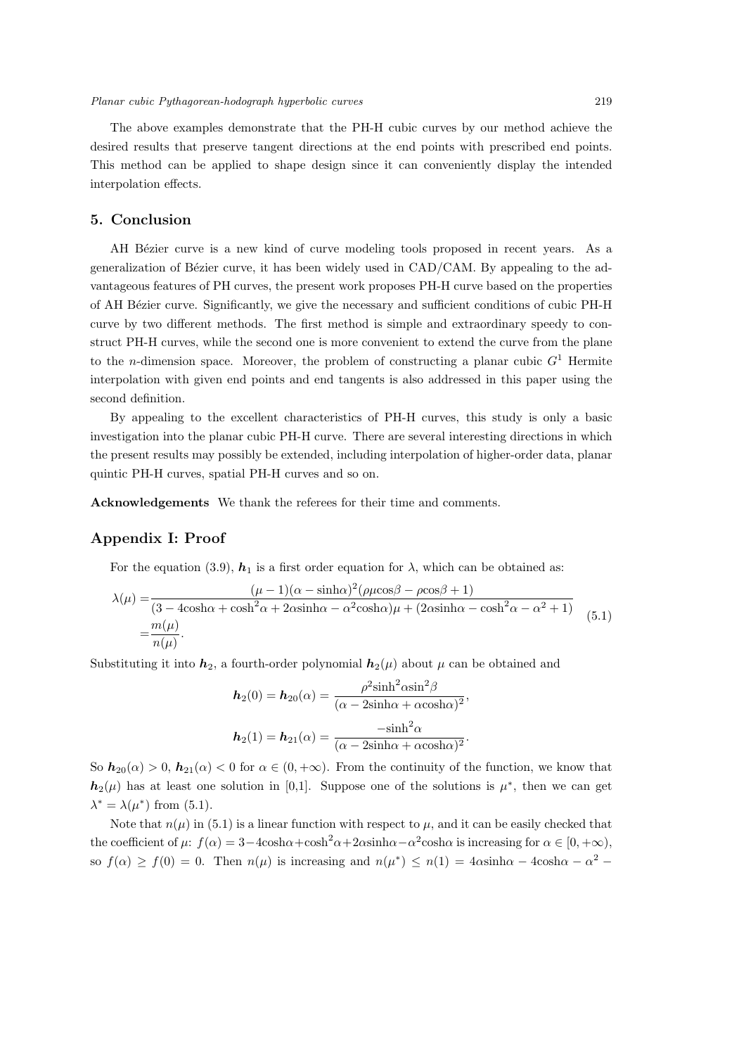The above examples demonstrate that the PH-H cubic curves by our method achieve the desired results that preserve tangent directions at the end points with prescribed end points. This method can be applied to shape design since it can conveniently display the intended interpolation effects.

## 5. Conclusion

AH Bézier curve is a new kind of curve modeling tools proposed in recent years. As a generalization of Bézier curve, it has been widely used in CAD/CAM. By appealing to the advantageous features of PH curves, the present work proposes PH-H curve based on the properties of AH Bézier curve. Significantly, we give the necessary and sufficient conditions of cubic PH-H curve by two different methods. The first method is simple and extraordinary speedy to construct PH-H curves, while the second one is more convenient to extend the curve from the plane to the $n$-dimension space. Moreover, the problem of constructing a planar cubic $G^1$ Hermite interpolation with given end points and end tangents is also addressed in this paper using the second definition.

By appealing to the excellent characteristics of PH-H curves, this study is only a basic investigation into the planar cubic PH-H curve. There are several interesting directions in which the present results may possibly be extended, including interpolation of higher-order data, planar quintic PH-H curves, spatial PH-H curves and so on.

**Acknowledgements** We thank the referees for their time and comments.

## Appendix I: Proof

For the equation (3.9), $\boldsymbol{h}_1$ is a first order equation for $\lambda$, which can be obtained as:

$$
\begin{aligned}
\lambda(\mu) &= \frac{(\mu-1)(\alpha-\sinh\alpha)^2(\rho\mu\cos\beta-\rho\cos\beta+1)}{(3-4\cosh\alpha+\cosh^2\alpha+2\alpha\sinh\alpha-\alpha^2\cosh\alpha)\mu+(2\alpha\sinh\alpha-\cosh^2\alpha-\alpha^2+1)} \\
&= \frac{m(\mu)}{n(\mu)}.
\end{aligned} \tag{5.1}
$$

Substituting it into $\boldsymbol{h}_2$, a fourth-order polynomial $\boldsymbol{h}_2(\mu)$ about $\mu$ can be obtained and

$$
\boldsymbol{h}_2(0) = \boldsymbol{h}_{20}(\alpha) = \frac{\rho^2\sinh^2\alpha\sin^2\beta}{(\alpha-2\sinh\alpha+\alpha\cosh\alpha)^2},
$$

$$
\boldsymbol{h}_2(1) = \boldsymbol{h}_{21}(\alpha) = \frac{-\sinh^2\alpha}{(\alpha-2\sinh\alpha+\alpha\cosh\alpha)^2}.
$$

So $\boldsymbol{h}_{20}(\alpha) > 0$, $\boldsymbol{h}_{21}(\alpha) < 0$ for $\alpha \in (0,+\infty)$. From the continuity of the function, we know that $\boldsymbol{h}_2(\mu)$ has at least one solution in [0,1]. Suppose one of the solutions is $\mu^*$, then we can get $\lambda^* = \lambda(\mu^*)$ from (5.1).

Note that $n(\mu)$ in (5.1) is a linear function with respect to $\mu$, and it can be easily checked that the coefficient of $\mu$: $f(\alpha) = 3-4\cosh\alpha+\cosh^2\alpha+2\alpha\sinh\alpha-\alpha^2\cosh\alpha$ is increasing for $\alpha \in [0,+\infty)$, so $f(\alpha) \geq f(0) = 0$. Then $n(\mu)$ is increasing and $n(\mu^*) \leq n(1) = 4\alpha\sinh\alpha - 4\cosh\alpha - \alpha^2 -$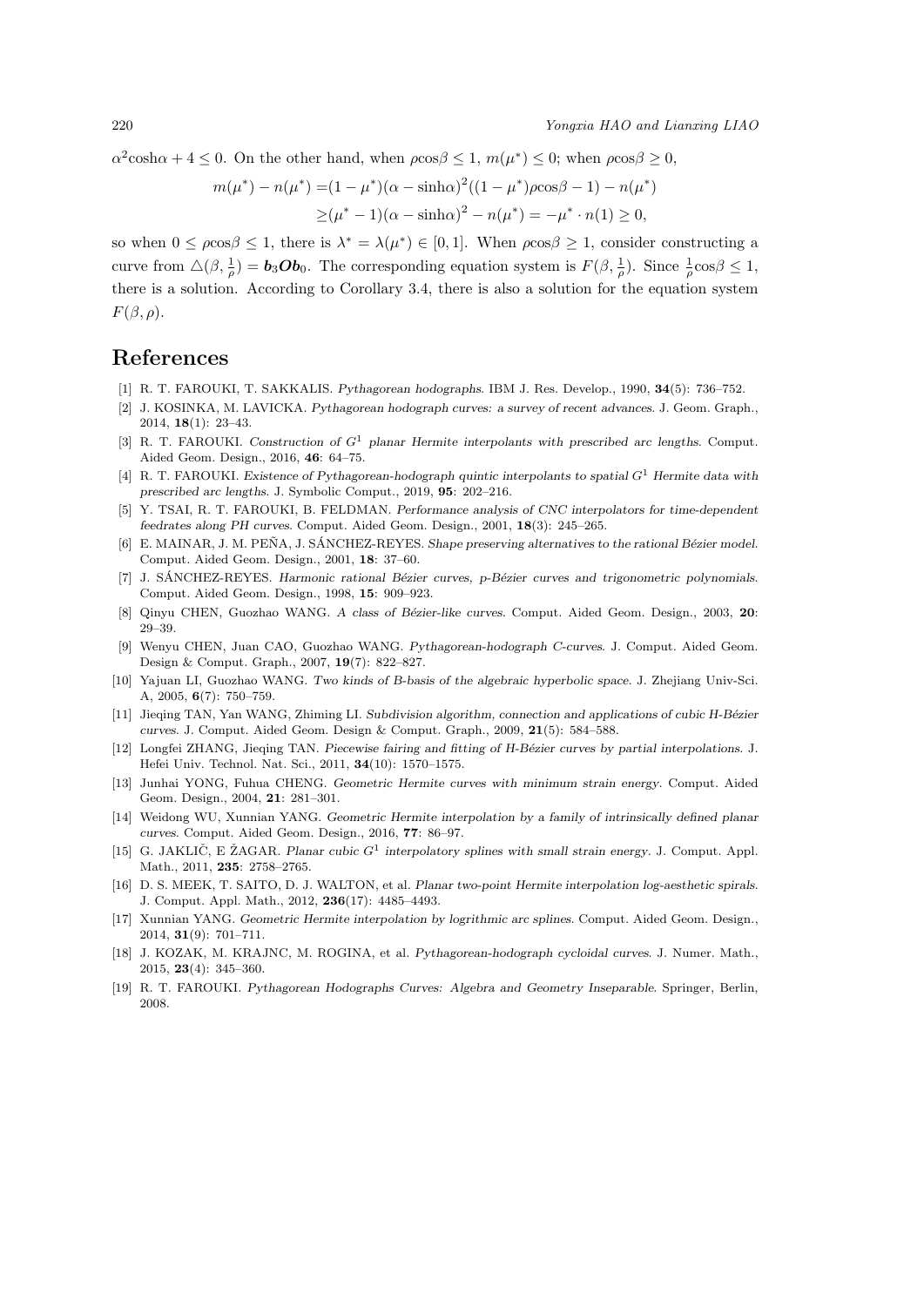$\alpha^2\cosh\alpha + 4 \le 0$. On the other hand, when $\rho\cos\beta \le 1$, $m(\mu^*) \le 0$; when $\rho\cos\beta \ge 0$,

$$
\begin{aligned}
m(\mu^*) - n(\mu^*) =& (1-\mu^*)(\alpha - \sinh\alpha)^2((1-\mu^*)\rho\cos\beta - 1) - n(\mu^*) \\
\ge& (\mu^* - 1)(\alpha - \sinh\alpha)^2 - n(\mu^*) = -\mu^* \cdot n(1) \ge 0,
\end{aligned}
$$

so when $0 \le \rho\cos\beta \le 1$, there is $\lambda^* = \lambda(\mu^*) \in [0,1]$. When $\rho\cos\beta \ge 1$, consider constructing a curve from $\triangle(\beta, \frac{1}{\rho}) = \boldsymbol{b}_3\boldsymbol{O}\boldsymbol{b}_0$. The corresponding equation system is $F(\beta, \frac{1}{\rho})$. Since $\frac{1}{\rho}\cos\beta \le 1$, there is a solution. According to Corollary 3.4, there is also a solution for the equation system $F(\beta, \rho)$.

## References

[1] R. T. FAROUKI, T. SAKKALIS. *Pythagorean hodographs*. IBM J. Res. Develop., 1990, **34**(5): 736–752.

[2] J. KOSINKA, M. LAVICKA. *Pythagorean hodograph curves: a survey of recent advances*. J. Geom. Graph., 2014, **18**(1): 23–43.

[3] R. T. FAROUKI. *Construction of $G^1$ planar Hermite interpolants with prescribed arc lengths*. Comput. Aided Geom. Design., 2016, **46**: 64–75.

[4] R. T. FAROUKI. *Existence of Pythagorean-hodograph quintic interpolants to spatial $G^1$ Hermite data with prescribed arc lengths*. J. Symbolic Comput., 2019, **95**: 202–216.

[5] Y. TSAI, R. T. FAROUKI, B. FELDMAN. *Performance analysis of CNC interpolators for time-dependent feedrates along PH curves*. Comput. Aided Geom. Design., 2001, **18**(3): 245–265.

[6] E. MAINAR, J. M. PEÑA, J. SÁNCHEZ-REYES. *Shape preserving alternatives to the rational Bézier model*. Comput. Aided Geom. Design., 2001, **18**: 37–60.

[7] J. SÁNCHEZ-REYES. *Harmonic rational Bézier curves, p-Bézier curves and trigonometric polynomials*. Comput. Aided Geom. Design., 1998, **15**: 909–923.

[8] Qinyu CHEN, Guozhao WANG. *A class of Bézier-like curves*. Comput. Aided Geom. Design., 2003, **20**: 29–39.

[9] Wenyu CHEN, Juan CAO, Guozhao WANG. *Pythagorean-hodograph C-curves*. J. Comput. Aided Geom. Design & Comput. Graph., 2007, **19**(7): 822–827.

[10] Yajuan LI, Guozhao WANG. *Two kinds of B-basis of the algebraic hyperbolic space*. J. Zhejiang Univ-Sci. A, 2005, **6**(7): 750–759.

[11] Jieqing TAN, Yan WANG, Zhiming LI. *Subdivision algorithm, connection and applications of cubic H-Bézier curves*. J. Comput. Aided Geom. Design & Comput. Graph., 2009, **21**(5): 584–588.

[12] Longfei ZHANG, Jieqing TAN. *Piecewise fairing and fitting of H-Bézier curves by partial interpolations*. J. Hefei Univ. Technol. Nat. Sci., 2011, **34**(10): 1570–1575.

[13] Junhai YONG, Fuhua CHENG. *Geometric Hermite curves with minimum strain energy*. Comput. Aided Geom. Design., 2004, **21**: 281–301.

[14] Weidong WU, Xunnian YANG. *Geometric Hermite interpolation by a family of intrinsically defined planar curves*. Comput. Aided Geom. Design., 2016, **77**: 86–97.

[15] G. JAKLIČ, E ŽAGAR. *Planar cubic $G^1$ interpolatory splines with small strain energy*. J. Comput. Appl. Math., 2011, **235**: 2758–2765.

[16] D. S. MEEK, T. SAITO, D. J. WALTON, et al. *Planar two-point Hermite interpolation log-aesthetic spirals*. J. Comput. Appl. Math., 2012, **236**(17): 4485–4493.

[17] Xunnian YANG. *Geometric Hermite interpolation by logrithmic arc splines*. Comput. Aided Geom. Design., 2014, **31**(9): 701–711.

[18] J. KOZAK, M. KRAJNC, M. ROGINA, et al. *Pythagorean-hodograph cycloidal curves*. J. Numer. Math., 2015, **23**(4): 345–360.

[19] R. T. FAROUKI. *Pythagorean Hodographs Curves: Algebra and Geometry Inseparable*. Springer, Berlin, 2008.